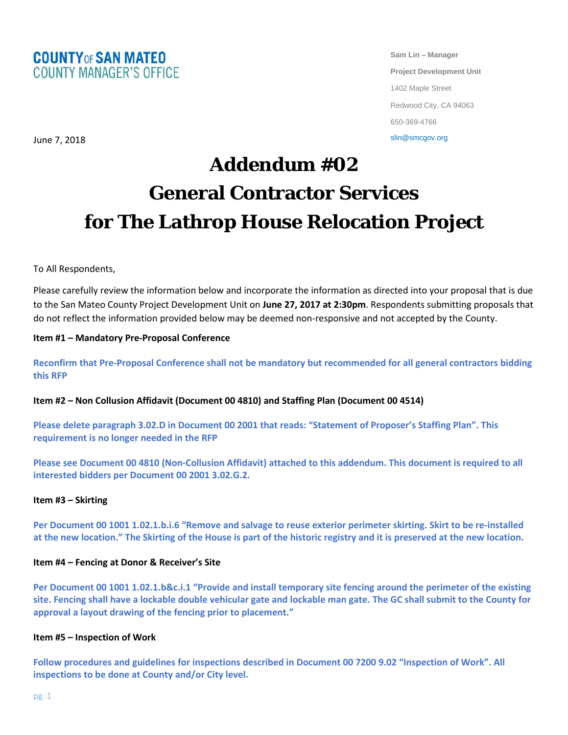**COUNTY OF SAN MATEO**
**COUNTY MANAGER'S OFFICE**

**Sam Lin – Manager**
**Project Development Unit**
1402 Maple Street
Redwood City, CA 94063
650-369-4766
slin@smcgov.org

June 7, 2018

# Addendum #02
# General Contractor Services
# for The Lathrop House Relocation Project

To All Respondents,

Please carefully review the information below and incorporate the information as directed into your proposal that is due to the San Mateo County Project Development Unit on **June 27, 2017 at 2:30pm**. Respondents submitting proposals that do not reflect the information provided below may be deemed non-responsive and not accepted by the County.

**Item #1 – Mandatory Pre-Proposal Conference**

**Reconfirm that Pre-Proposal Conference shall not be mandatory but recommended for all general contractors bidding this RFP**

**Item #2 – Non Collusion Affidavit (Document 00 4810) and Staffing Plan (Document 00 4514)**

**Please delete paragraph 3.02.D in Document 00 2001 that reads: "Statement of Proposer's Staffing Plan". This requirement is no longer needed in the RFP**

**Please see Document 00 4810 (Non-Collusion Affidavit) attached to this addendum. This document is required to all interested bidders per Document 00 2001 3.02.G.2.**

**Item #3 – Skirting**

**Per Document 00 1001 1.02.1.b.i.6 "Remove and salvage to reuse exterior perimeter skirting. Skirt to be re-installed at the new location." The Skirting of the House is part of the historic registry and it is preserved at the new location.**

**Item #4 – Fencing at Donor & Receiver's Site**

**Per Document 00 1001 1.02.1.b&c.i.1 "Provide and install temporary site fencing around the perimeter of the existing site. Fencing shall have a lockable double vehicular gate and lockable man gate. The GC shall submit to the County for approval a layout drawing of the fencing prior to placement."**

**Item #5 – Inspection of Work**

**Follow procedures and guidelines for inspections described in Document 00 7200 9.02 "Inspection of Work". All inspections to be done at County and/or City level.**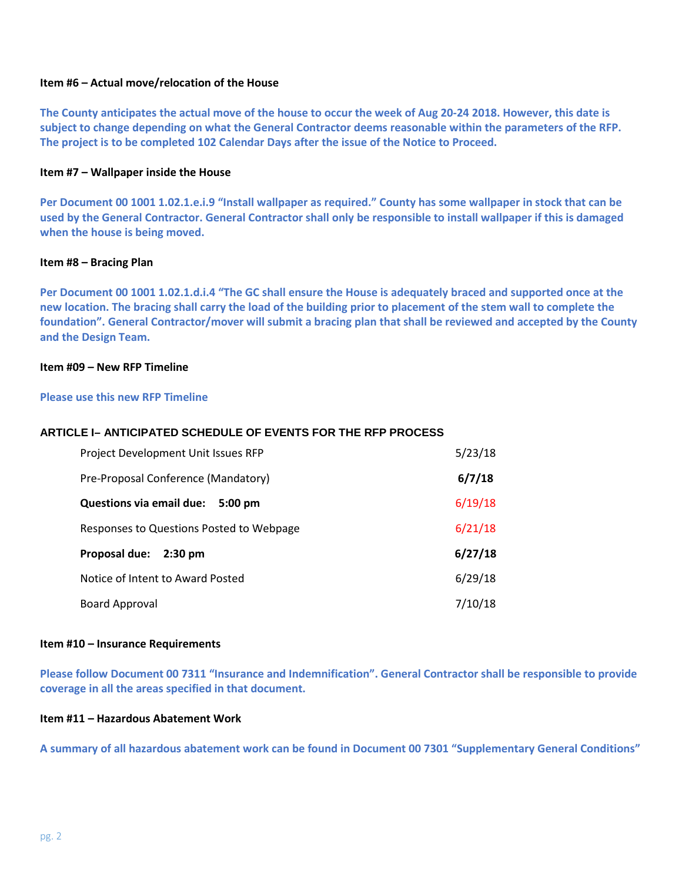**Item #6 – Actual move/relocation of the House**

**The County anticipates the actual move of the house to occur the week of Aug 20-24 2018. However, this date is subject to change depending on what the General Contractor deems reasonable within the parameters of the RFP. The project is to be completed 102 Calendar Days after the issue of the Notice to Proceed.**

**Item #7 – Wallpaper inside the House**

**Per Document 00 1001 1.02.1.e.i.9 "Install wallpaper as required." County has some wallpaper in stock that can be used by the General Contractor. General Contractor shall only be responsible to install wallpaper if this is damaged when the house is being moved.**

**Item #8 – Bracing Plan**

**Per Document 00 1001 1.02.1.d.i.4 "The GC shall ensure the House is adequately braced and supported once at the new location. The bracing shall carry the load of the building prior to placement of the stem wall to complete the foundation". General Contractor/mover will submit a bracing plan that shall be reviewed and accepted by the County and the Design Team.**

**Item #09 – New RFP Timeline**

**Please use this new RFP Timeline**

**ARTICLE I– ANTICIPATED SCHEDULE OF EVENTS FOR THE RFP PROCESS**

| Event | Date |
| --- | --- |
| Project Development Unit Issues RFP | 5/23/18 |
| Pre-Proposal Conference (Mandatory) | **6/7/18** |
| **Questions via email due: 5:00 pm** | 6/19/18 |
| Responses to Questions Posted to Webpage | 6/21/18 |
| **Proposal due: 2:30 pm** | **6/27/18** |
| Notice of Intent to Award Posted | 6/29/18 |
| Board Approval | 7/10/18 |

**Item #10 – Insurance Requirements**

**Please follow Document 00 7311 "Insurance and Indemnification". General Contractor shall be responsible to provide coverage in all the areas specified in that document.**

**Item #11 – Hazardous Abatement Work**

**A summary of all hazardous abatement work can be found in Document 00 7301 "Supplementary General Conditions"**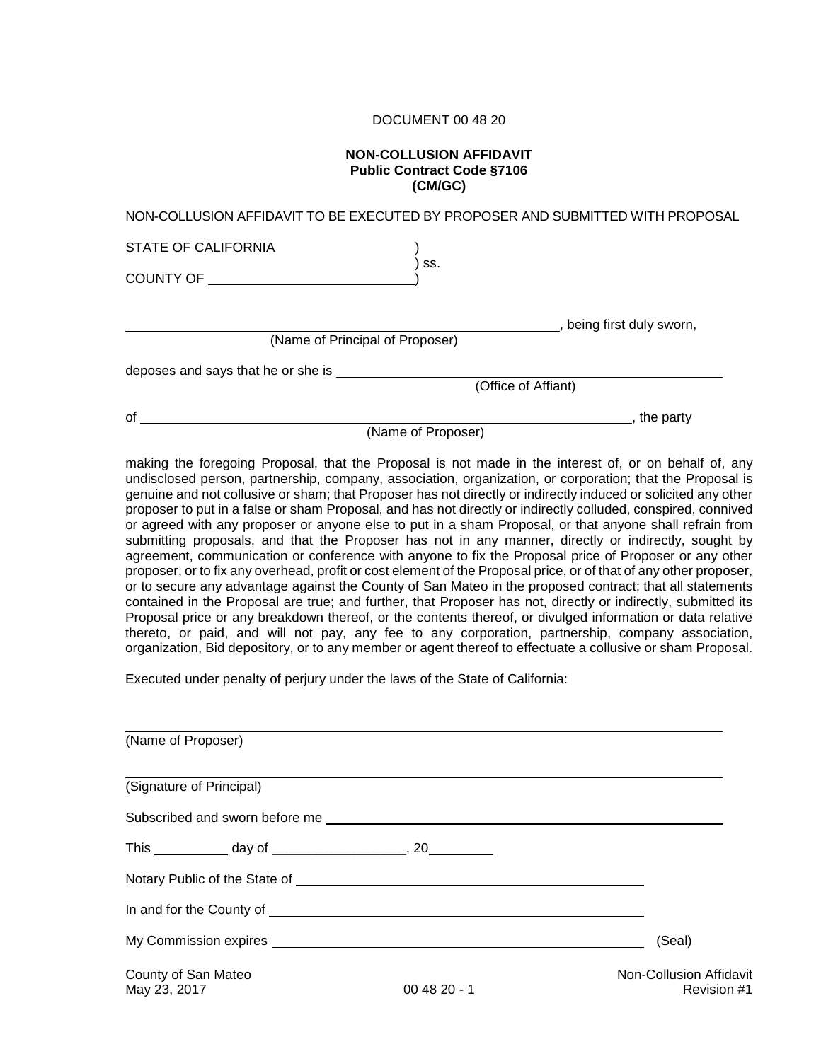DOCUMENT 00 48 20

**NON-COLLUSION AFFIDAVIT**
**Public Contract Code §7106**
**(CM/GC)**

NON-COLLUSION AFFIDAVIT TO BE EXECUTED BY PROPOSER AND SUBMITTED WITH PROPOSAL

STATE OF CALIFORNIA )
) ss.
COUNTY OF ____________________________)

______________________________________________________________, being first duly sworn,
(Name of Principal of Proposer)

deposes and says that he or she is ______________________________________________
(Office of Affiant)

of ______________________________________________________________________, the party
(Name of Proposer)

making the foregoing Proposal, that the Proposal is not made in the interest of, or on behalf of, any undisclosed person, partnership, company, association, organization, or corporation; that the Proposal is genuine and not collusive or sham; that Proposer has not directly or indirectly induced or solicited any other proposer to put in a false or sham Proposal, and has not directly or indirectly colluded, conspired, connived or agreed with any proposer or anyone else to put in a sham Proposal, or that anyone shall refrain from submitting proposals, and that the Proposer has not in any manner, directly or indirectly, sought by agreement, communication or conference with anyone to fix the Proposal price of Proposer or any other proposer, or to fix any overhead, profit or cost element of the Proposal price, or of that of any other proposer, or to secure any advantage against the County of San Mateo in the proposed contract; that all statements contained in the Proposal are true; and further, that Proposer has not, directly or indirectly, submitted its Proposal price or any breakdown thereof, or the contents thereof, or divulged information or data relative thereto, or paid, and will not pay, any fee to any corporation, partnership, company association, organization, Bid depository, or to any member or agent thereof to effectuate a collusive or sham Proposal.

Executed under penalty of perjury under the laws of the State of California:

______________________________________________________________________
(Name of Proposer)

______________________________________________________________________
(Signature of Principal)

Subscribed and sworn before me ____________________________________________

This __________ day of __________________, 20________

Notary Public of the State of ____________________________________________

In and for the County of ________________________________________________

My Commission expires __________________________________________________ (Seal)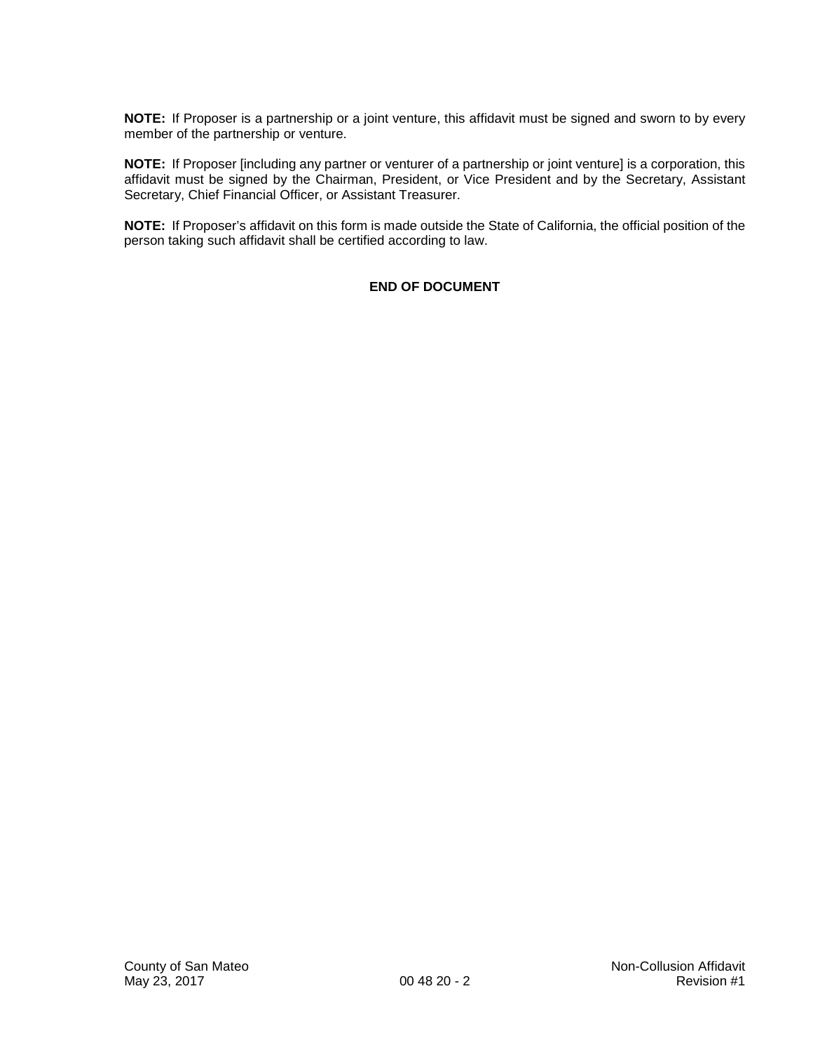**NOTE:** If Proposer is a partnership or a joint venture, this affidavit must be signed and sworn to by every member of the partnership or venture.

**NOTE:** If Proposer [including any partner or venturer of a partnership or joint venture] is a corporation, this affidavit must be signed by the Chairman, President, or Vice President and by the Secretary, Assistant Secretary, Chief Financial Officer, or Assistant Treasurer.

**NOTE:** If Proposer's affidavit on this form is made outside the State of California, the official position of the person taking such affidavit shall be certified according to law.

**END OF DOCUMENT**